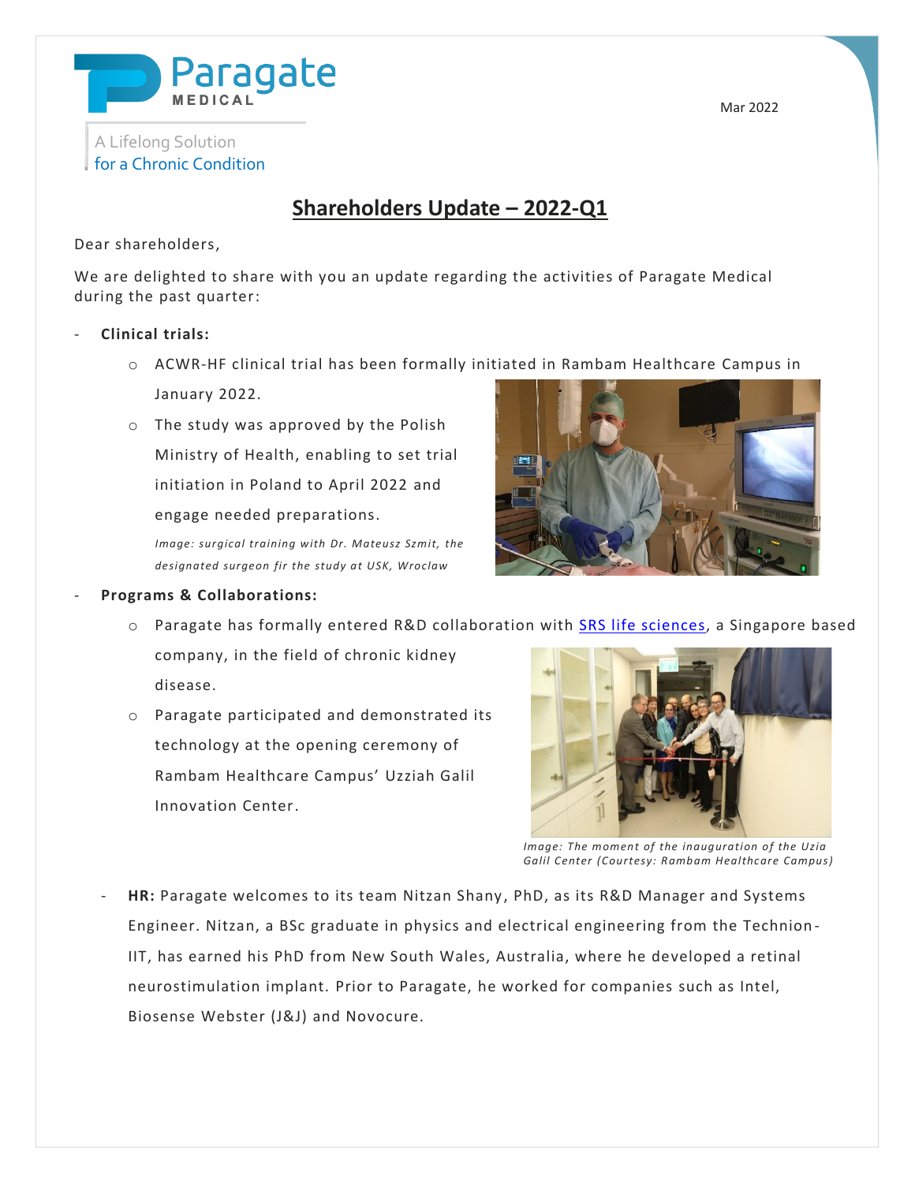Paragate
MEDICAL

A Lifelong Solution
for a Chronic Condition

Mar 2022

# Shareholders Update – 2022-Q1

Dear shareholders,

We are delighted to share with you an update regarding the activities of Paragate Medical during the past quarter:

- **Clinical trials:**
  - ACWR-HF clinical trial has been formally initiated in Rambam Healthcare Campus in January 2022.
  - The study was approved by the Polish Ministry of Health, enabling to set trial initiation in Poland to April 2022 and engage needed preparations.

  *Image: surgical training with Dr. Mateusz Szmit, the designated surgeon fir the study at USK, Wroclaw*

- **Programs & Collaborations:**
  - Paragate has formally entered R&D collaboration with [SRS life sciences](), a Singapore based company, in the field of chronic kidney disease.
  - Paragate participated and demonstrated its technology at the opening ceremony of Rambam Healthcare Campus' Uzziah Galil Innovation Center.

  *Image: The moment of the inauguration of the Uzia Galil Center (Courtesy: Rambam Healthcare Campus)*

- **HR:** Paragate welcomes to its team Nitzan Shany, PhD, as its R&D Manager and Systems Engineer. Nitzan, a BSc graduate in physics and electrical engineering from the Technion-IIT, has earned his PhD from New South Wales, Australia, where he developed a retinal neurostimulation implant. Prior to Paragate, he worked for companies such as Intel, Biosense Webster (J&J) and Novocure.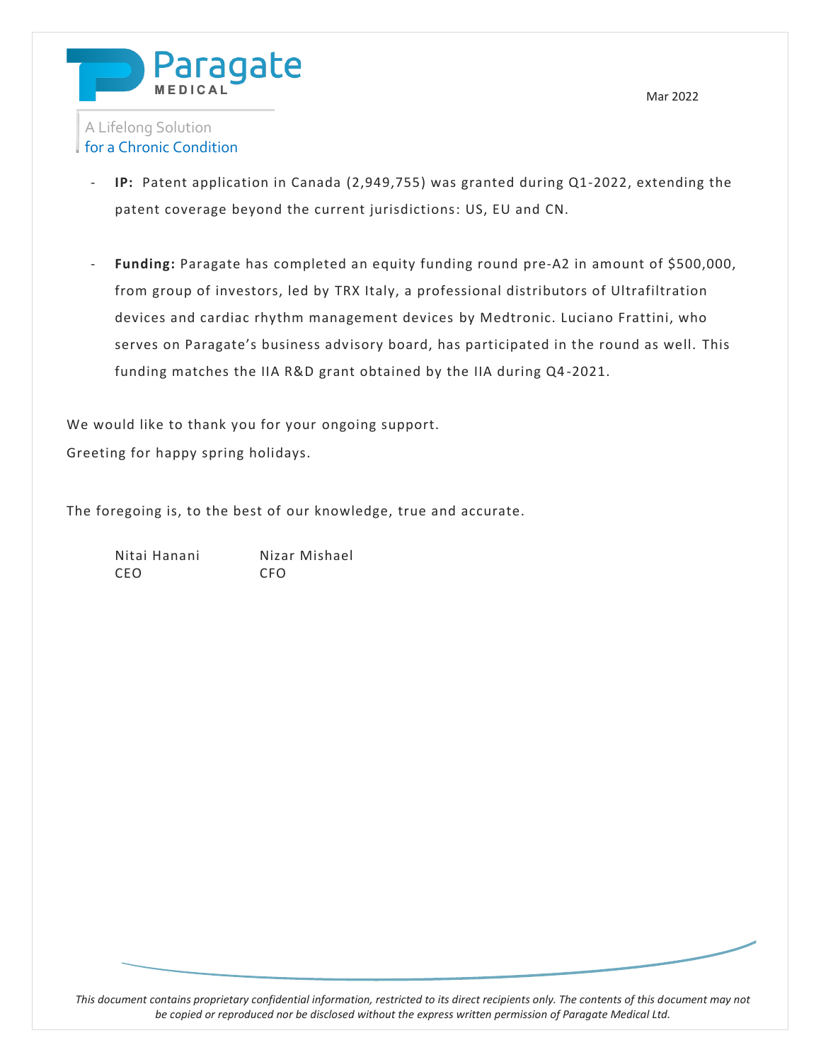Paragate MEDICAL

A Lifelong Solution
for a Chronic Condition

Mar 2022

- **IP:** Patent application in Canada (2,949,755) was granted during Q1-2022, extending the patent coverage beyond the current jurisdictions: US, EU and CN.

- **Funding:** Paragate has completed an equity funding round pre-A2 in amount of $500,000, from group of investors, led by TRX Italy, a professional distributors of Ultrafiltration devices and cardiac rhythm management devices by Medtronic. Luciano Frattini, who serves on Paragate's business advisory board, has participated in the round as well. This funding matches the IIA R&D grant obtained by the IIA during Q4-2021.

We would like to thank you for your ongoing support.
Greeting for happy spring holidays.

The foregoing is, to the best of our knowledge, true and accurate.

| | |
|---|---|
| Nitai Hanani | Nizar Mishael |
| CEO | CFO |

*This document contains proprietary confidential information, restricted to its direct recipients only. The contents of this document may not be copied or reproduced nor be disclosed without the express written permission of Paragate Medical Ltd.*